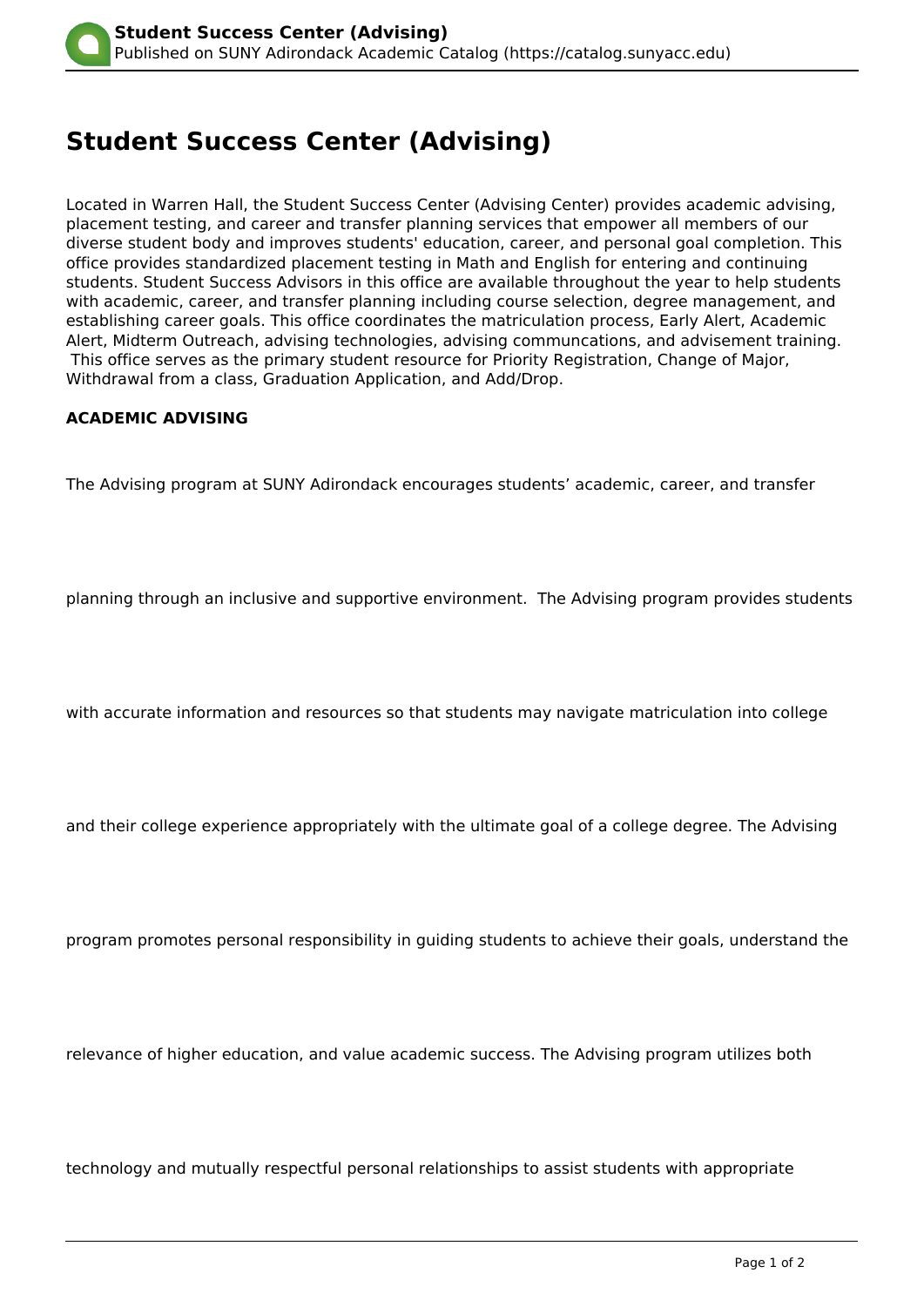# Student Success Center (Advising)

Located in Warren Hall, the Student Success Center (Advising Center) provides academic advising, placement testing, and career and transfer planning services that empower all members of our diverse student body and improves students' education, career, and personal goal completion. This office provides standardized placement testing in Math and English for entering and continuing students. Student Success Advisors in this office are available throughout the year to help students with academic, career, and transfer planning including course selection, degree management, and establishing career goals. This office coordinates the matriculation process, Early Alert, Academic Alert, Midterm Outreach, advising technologies, advising communcations, and advisement training. This office serves as the primary student resource for Priority Registration, Change of Major, Withdrawal from a class, Graduation Application, and Add/Drop.

**ACADEMIC ADVISING**

The Advising program at SUNY Adirondack encourages students' academic, career, and transfer planning through an inclusive and supportive environment. The Advising program provides students with accurate information and resources so that students may navigate matriculation into college and their college experience appropriately with the ultimate goal of a college degree. The Advising program promotes personal responsibility in guiding students to achieve their goals, understand the relevance of higher education, and value academic success. The Advising program utilizes both technology and mutually respectful personal relationships to assist students with appropriate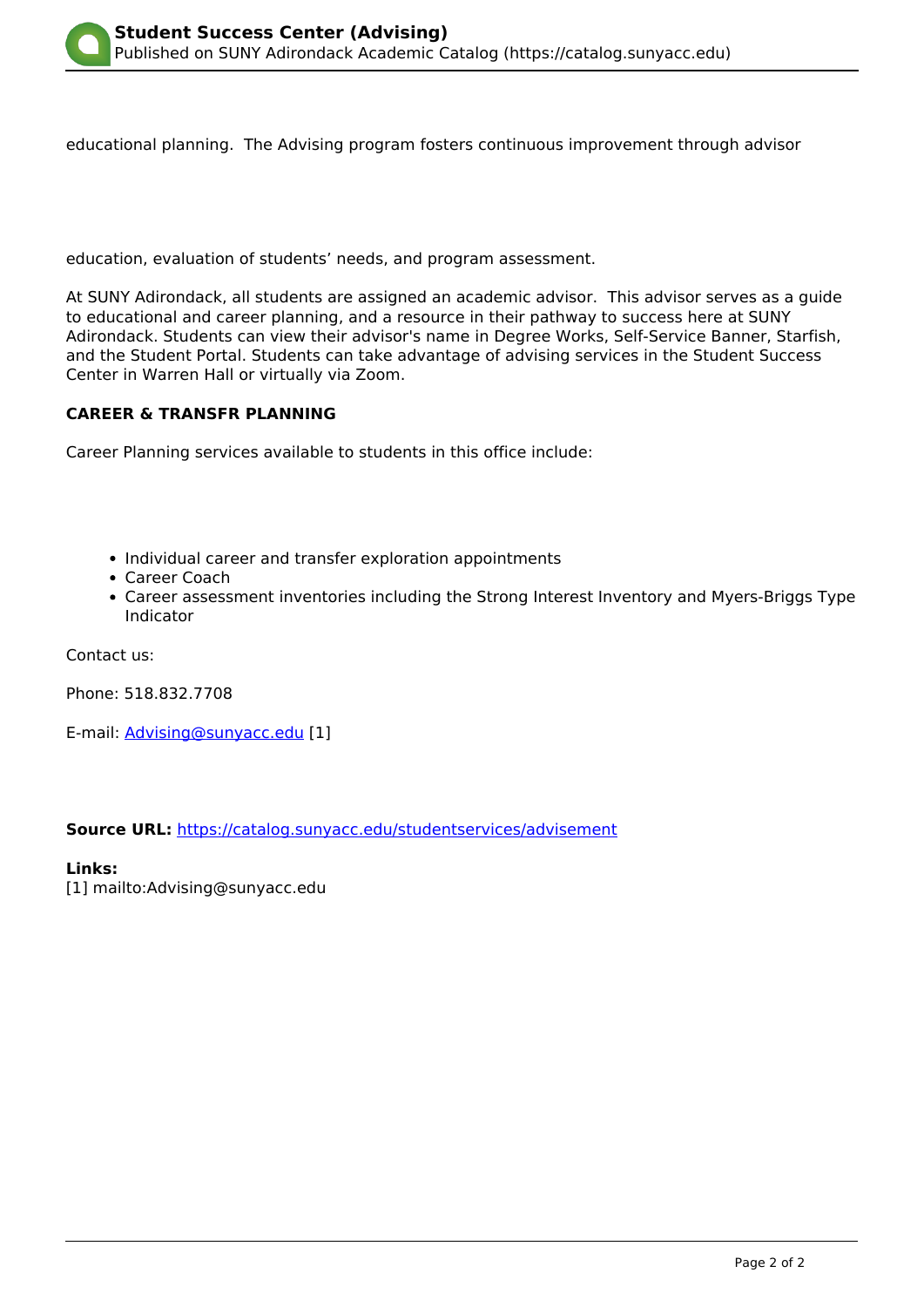educational planning.  The Advising program fosters continuous improvement through advisor

education, evaluation of students' needs, and program assessment.

At SUNY Adirondack, all students are assigned an academic advisor.  This advisor serves as a guide to educational and career planning, and a resource in their pathway to success here at SUNY Adirondack. Students can view their advisor's name in Degree Works, Self-Service Banner, Starfish, and the Student Portal. Students can take advantage of advising services in the Student Success Center in Warren Hall or virtually via Zoom.

**CAREER & TRANSFR PLANNING**

Career Planning services available to students in this office include:

- Individual career and transfer exploration appointments
- Career Coach
- Career assessment inventories including the Strong Interest Inventory and Myers-Briggs Type Indicator

Contact us:

Phone: 518.832.7708

E-mail: [Advising@sunyacc.edu](mailto:Advising@sunyacc.edu) [1]

**Source URL:** https://catalog.sunyacc.edu/studentservices/advisement

**Links:**
[1] mailto:Advising@sunyacc.edu